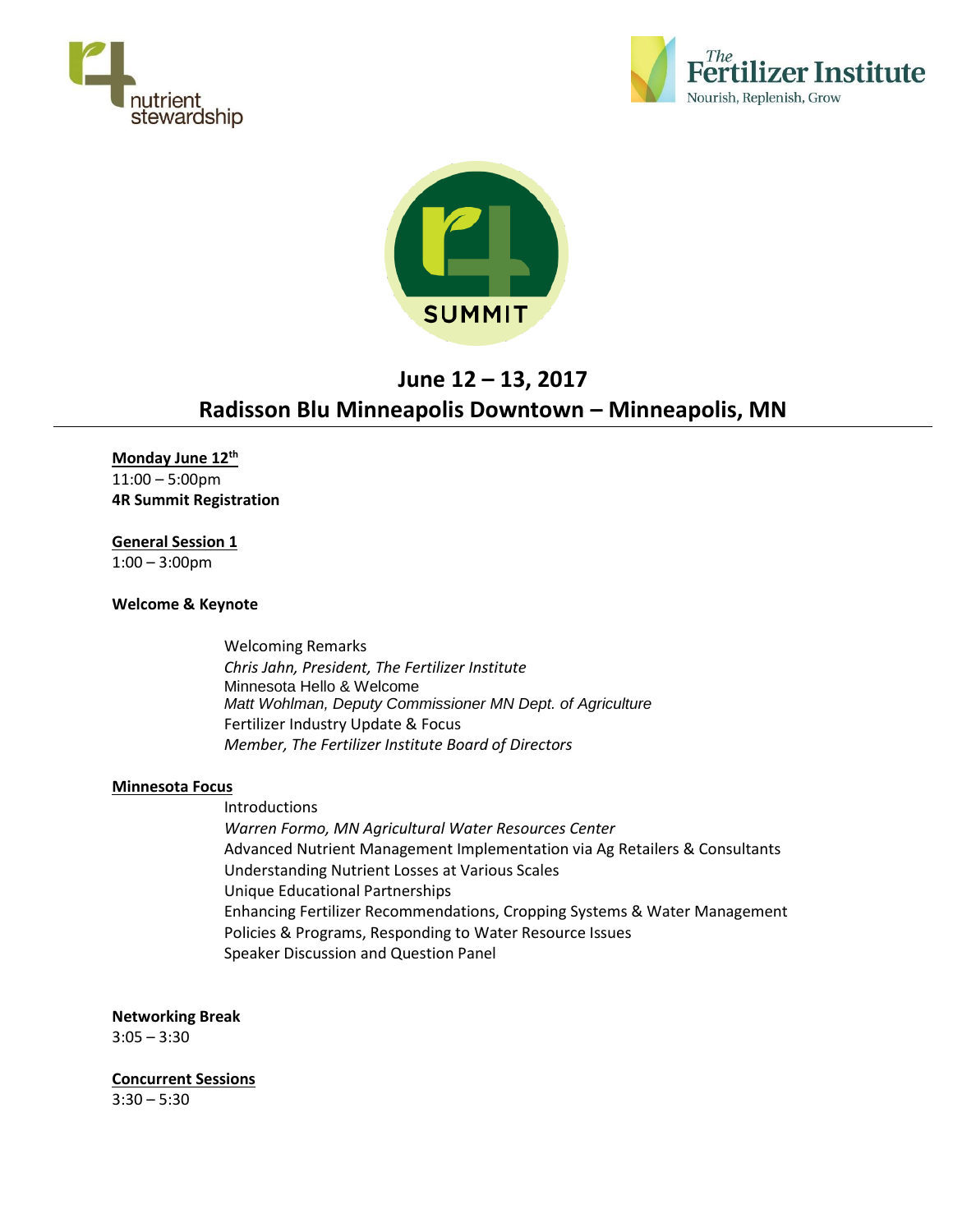# June 12 – 13, 2017

## Radisson Blu Minneapolis Downtown – Minneapolis, MN

**Monday June 12th**

11:00 – 5:00pm

**4R Summit Registration**

**General Session 1**

1:00 – 3:00pm

**Welcome & Keynote**

Welcoming Remarks
*Chris Jahn, President, The Fertilizer Institute*
Minnesota Hello & Welcome
*Matt Wohlman, Deputy Commissioner MN Dept. of Agriculture*
Fertilizer Industry Update & Focus
*Member, The Fertilizer Institute Board of Directors*

**Minnesota Focus**

Introductions
*Warren Formo, MN Agricultural Water Resources Center*
Advanced Nutrient Management Implementation via Ag Retailers & Consultants
Understanding Nutrient Losses at Various Scales
Unique Educational Partnerships
Enhancing Fertilizer Recommendations, Cropping Systems & Water Management
Policies & Programs, Responding to Water Resource Issues
Speaker Discussion and Question Panel

**Networking Break**

3:05 – 3:30

**Concurrent Sessions**

3:30 – 5:30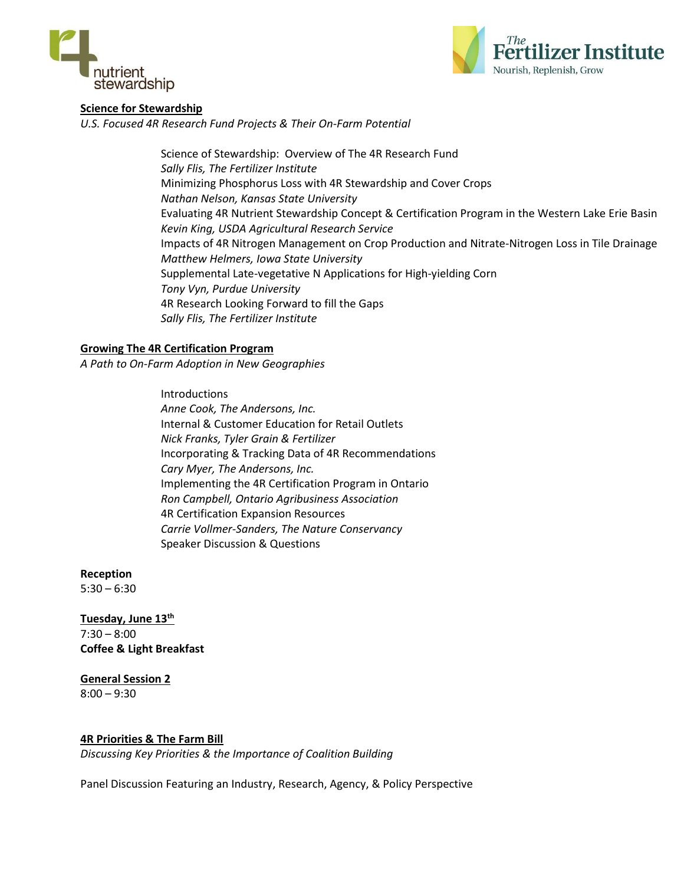**<u>Science for Stewardship</u>**

*U.S. Focused 4R Research Fund Projects & Their On-Farm Potential*

Science of Stewardship: Overview of The 4R Research Fund
*Sally Flis, The Fertilizer Institute*
Minimizing Phosphorus Loss with 4R Stewardship and Cover Crops
*Nathan Nelson, Kansas State University*
Evaluating 4R Nutrient Stewardship Concept & Certification Program in the Western Lake Erie Basin
*Kevin King, USDA Agricultural Research Service*
Impacts of 4R Nitrogen Management on Crop Production and Nitrate-Nitrogen Loss in Tile Drainage
*Matthew Helmers, Iowa State University*
Supplemental Late-vegetative N Applications for High-yielding Corn
*Tony Vyn, Purdue University*
4R Research Looking Forward to fill the Gaps
*Sally Flis, The Fertilizer Institute*

**<u>Growing The 4R Certification Program</u>**

*A Path to On-Farm Adoption in New Geographies*

Introductions
*Anne Cook, The Andersons, Inc.*
Internal & Customer Education for Retail Outlets
*Nick Franks, Tyler Grain & Fertilizer*
Incorporating & Tracking Data of 4R Recommendations
*Cary Myer, The Andersons, Inc.*
Implementing the 4R Certification Program in Ontario
*Ron Campbell, Ontario Agribusiness Association*
4R Certification Expansion Resources
*Carrie Vollmer-Sanders, The Nature Conservancy*
Speaker Discussion & Questions

**Reception**
5:30 – 6:30

**<u>Tuesday, June 13th</u>**
7:30 – 8:00
**Coffee & Light Breakfast**

**<u>General Session 2</u>**
8:00 – 9:30

**<u>4R Priorities & The Farm Bill</u>**

*Discussing Key Priorities & the Importance of Coalition Building*

Panel Discussion Featuring an Industry, Research, Agency, & Policy Perspective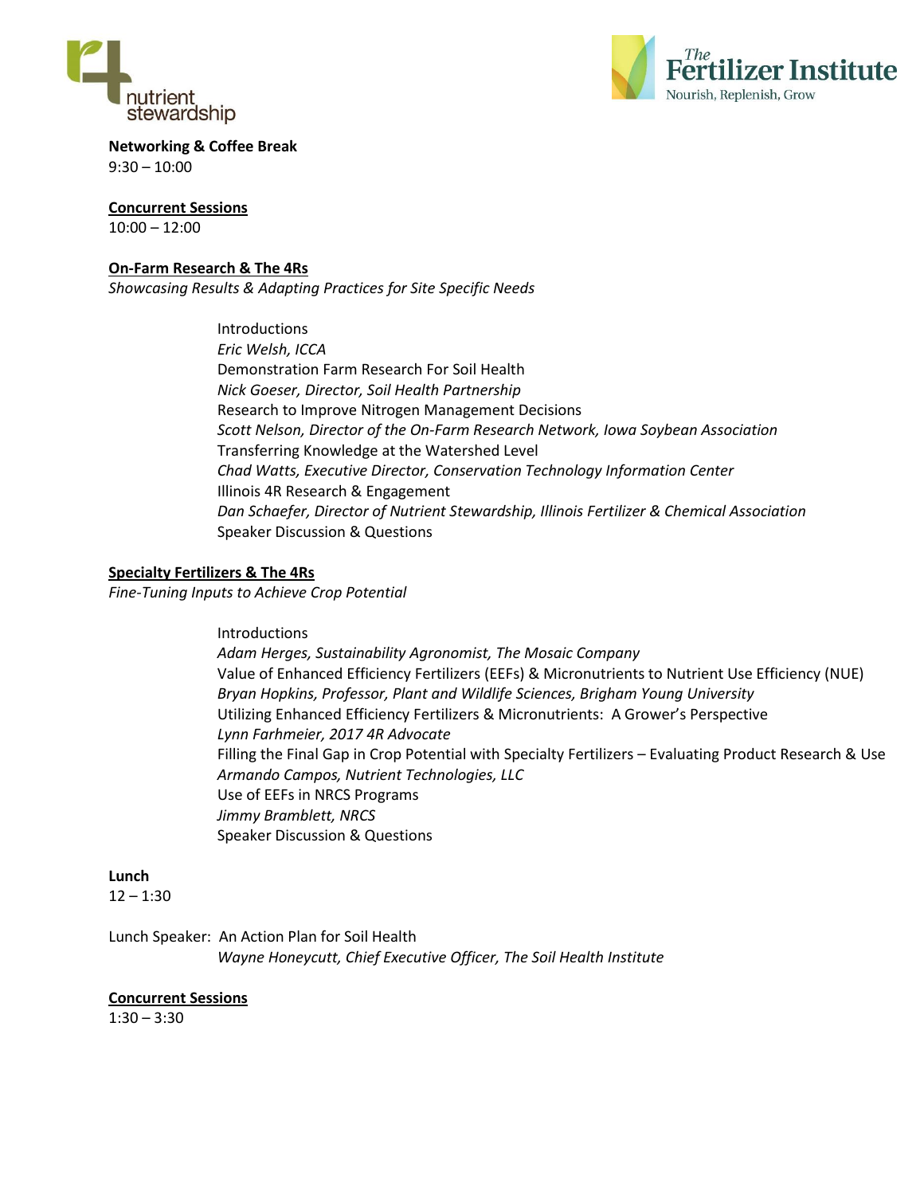**Networking & Coffee Break**
9:30 – 10:00

**Concurrent Sessions**
10:00 – 12:00

**On-Farm Research & The 4Rs**
*Showcasing Results & Adapting Practices for Site Specific Needs*

Introductions
*Eric Welsh, ICCA*
Demonstration Farm Research For Soil Health
*Nick Goeser, Director, Soil Health Partnership*
Research to Improve Nitrogen Management Decisions
*Scott Nelson, Director of the On-Farm Research Network, Iowa Soybean Association*
Transferring Knowledge at the Watershed Level
*Chad Watts, Executive Director, Conservation Technology Information Center*
Illinois 4R Research & Engagement
*Dan Schaefer, Director of Nutrient Stewardship, Illinois Fertilizer & Chemical Association*
Speaker Discussion & Questions

**Specialty Fertilizers & The 4Rs**
*Fine-Tuning Inputs to Achieve Crop Potential*

Introductions
*Adam Herges, Sustainability Agronomist, The Mosaic Company*
Value of Enhanced Efficiency Fertilizers (EEFs) & Micronutrients to Nutrient Use Efficiency (NUE)
*Bryan Hopkins, Professor, Plant and Wildlife Sciences, Brigham Young University*
Utilizing Enhanced Efficiency Fertilizers & Micronutrients: A Grower's Perspective
*Lynn Farhmeier, 2017 4R Advocate*
Filling the Final Gap in Crop Potential with Specialty Fertilizers – Evaluating Product Research & Use
*Armando Campos, Nutrient Technologies, LLC*
Use of EEFs in NRCS Programs
*Jimmy Bramblett, NRCS*
Speaker Discussion & Questions

**Lunch**
12 – 1:30

Lunch Speaker: An Action Plan for Soil Health
*Wayne Honeycutt, Chief Executive Officer, The Soil Health Institute*

**Concurrent Sessions**
1:30 – 3:30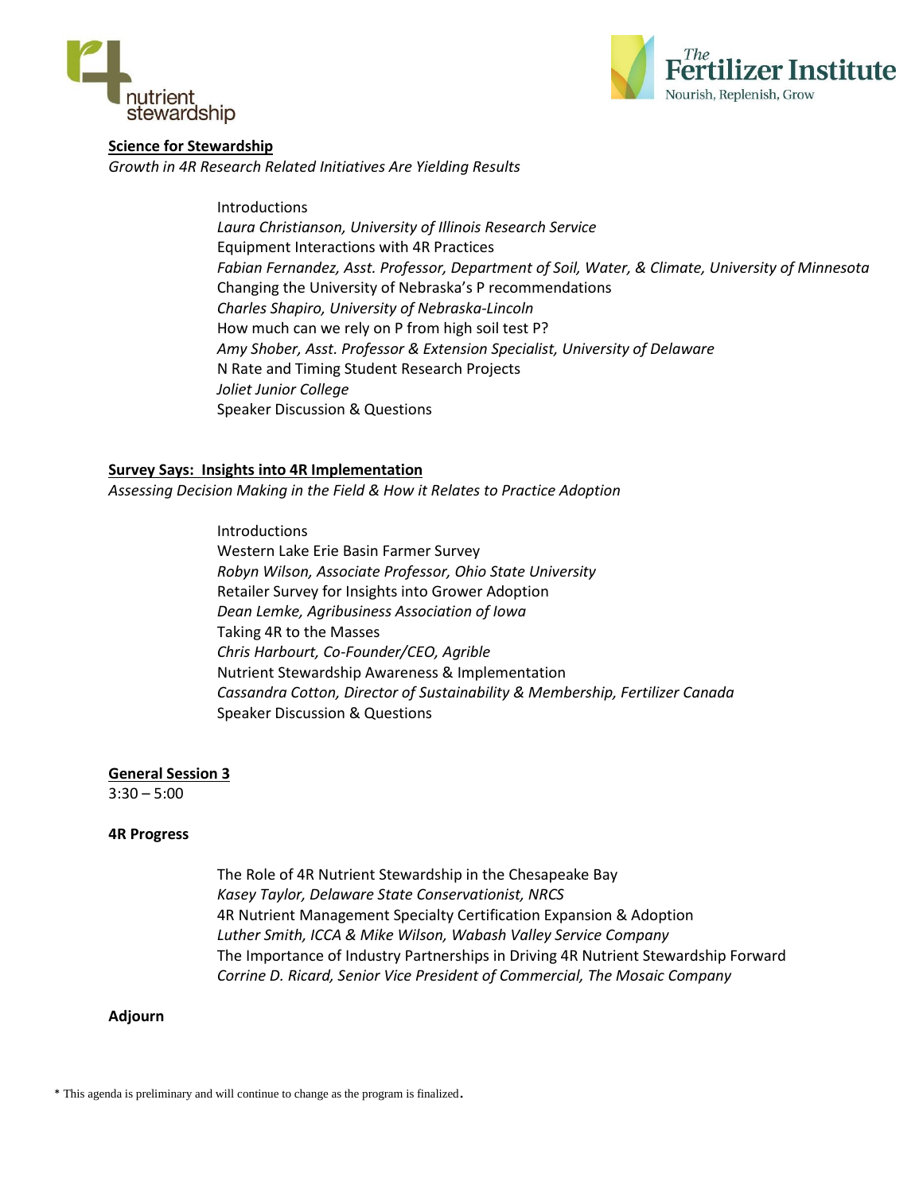**<u>Science for Stewardship</u>**

*Growth in 4R Research Related Initiatives Are Yielding Results*

Introductions
*Laura Christianson, University of Illinois Research Service*
Equipment Interactions with 4R Practices
*Fabian Fernandez, Asst. Professor, Department of Soil, Water, & Climate, University of Minnesota*
Changing the University of Nebraska's P recommendations
*Charles Shapiro, University of Nebraska-Lincoln*
How much can we rely on P from high soil test P?
*Amy Shober, Asst. Professor & Extension Specialist, University of Delaware*
N Rate and Timing Student Research Projects
*Joliet Junior College*
Speaker Discussion & Questions

**<u>Survey Says: Insights into 4R Implementation</u>**

*Assessing Decision Making in the Field & How it Relates to Practice Adoption*

Introductions
Western Lake Erie Basin Farmer Survey
*Robyn Wilson, Associate Professor, Ohio State University*
Retailer Survey for Insights into Grower Adoption
*Dean Lemke, Agribusiness Association of Iowa*
Taking 4R to the Masses
*Chris Harbourt, Co-Founder/CEO, Agrible*
Nutrient Stewardship Awareness & Implementation
*Cassandra Cotton, Director of Sustainability & Membership, Fertilizer Canada*
Speaker Discussion & Questions

**<u>General Session 3</u>**

3:30 – 5:00

**4R Progress**

The Role of 4R Nutrient Stewardship in the Chesapeake Bay
*Kasey Taylor, Delaware State Conservationist, NRCS*
4R Nutrient Management Specialty Certification Expansion & Adoption
*Luther Smith, ICCA & Mike Wilson, Wabash Valley Service Company*
The Importance of Industry Partnerships in Driving 4R Nutrient Stewardship Forward
*Corrine D. Ricard, Senior Vice President of Commercial, The Mosaic Company*

**Adjourn**

* This agenda is preliminary and will continue to change as the program is finalized.